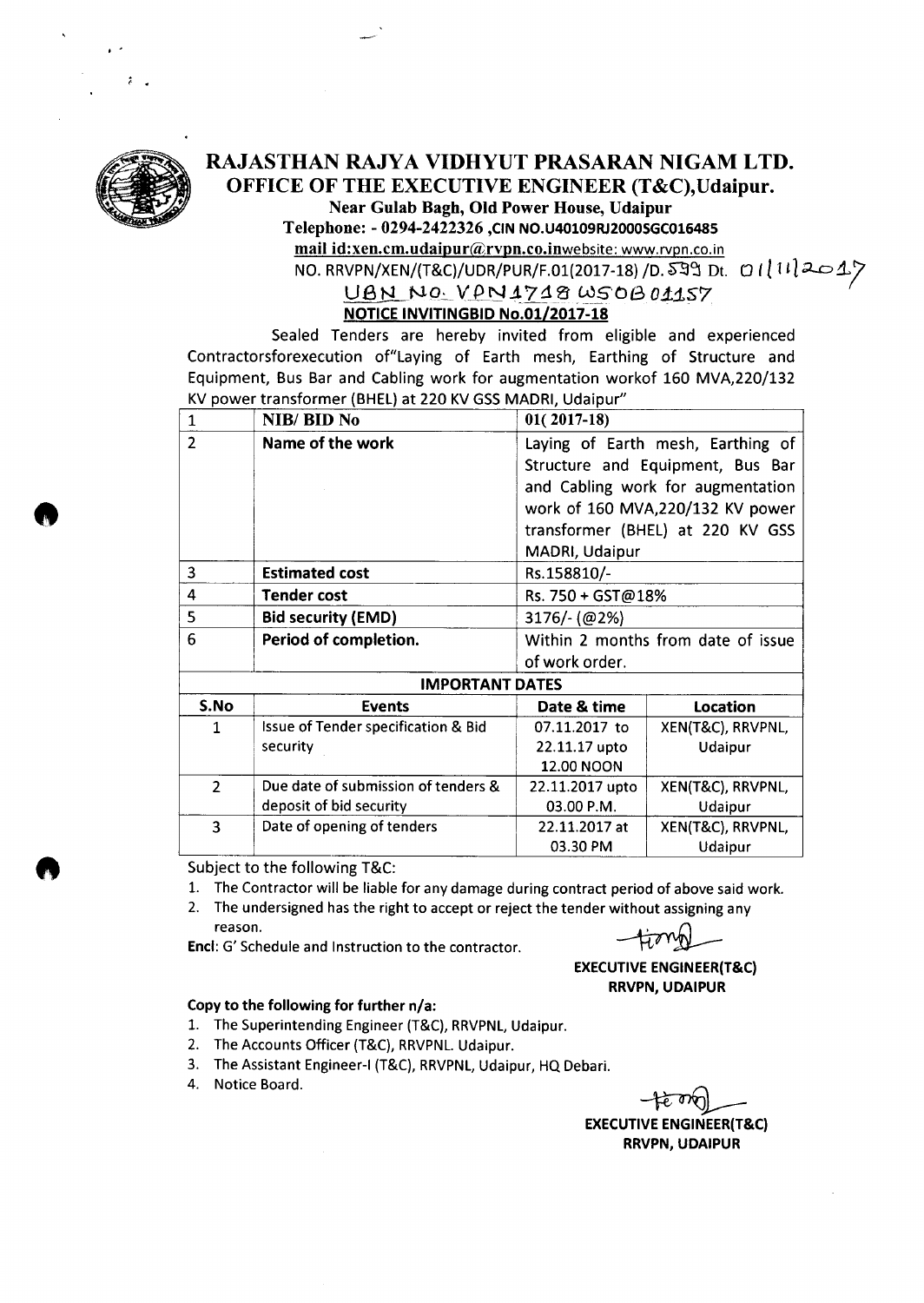# RAJASTHAN RAJYA VIDHYUT PRASARAN NIGAM LTD.

## OFFICE OF THE EXECUTIVE ENGINEER (T&C),Udaipur.

**Near Gulab Bagh, Old Power House, Udaipur**

**Telephone: - 0294-2422326 ,CIN NO.U40109RJ2000SGC016485**

**mail id:xen.cm.udaipur@rvpn.co.in**website: www.rvpn.co.in

NO. RRVPN/XEN/(T&C)/UDR/PUR/F.01(2017-18) /D. 599 Dt. 01/11/2017

UBN NO. VPN1718 WSOB01157

**NOTICE INVITINGBID No.01/2017-18**

Sealed Tenders are hereby invited from eligible and experienced Contractorsforexecution of"Laying of Earth mesh, Earthing of Structure and Equipment, Bus Bar and Cabling work for augmentation workof 160 MVA,220/132 KV power transformer (BHEL) at 220 KV GSS MADRI, Udaipur"

| 1 | **NIB/ BID No** | **01( 2017-18)** |
|---|---|---|
| 2 | **Name of the work** | Laying of Earth mesh, Earthing of Structure and Equipment, Bus Bar and Cabling work for augmentation work of 160 MVA,220/132 KV power transformer (BHEL) at 220 KV GSS MADRI, Udaipur |
| 3 | **Estimated cost** | Rs.158810/- |
| 4 | **Tender cost** | Rs. 750 + GST@18% |
| 5 | **Bid security (EMD)** | 3176/- (@2%) |
| 6 | **Period of completion.** | Within 2 months from date of issue of work order. |

**IMPORTANT DATES**

| S.No | Events | Date & time | Location |
|---|---|---|---|
| 1 | Issue of Tender specification & Bid security | 07.11.2017 to 22.11.17 upto 12.00 NOON | XEN(T&C), RRVPNL, Udaipur |
| 2 | Due date of submission of tenders & deposit of bid security | 22.11.2017 upto 03.00 P.M. | XEN(T&C), RRVPNL, Udaipur |
| 3 | Date of opening of tenders | 22.11.2017 at 03.30 PM | XEN(T&C), RRVPNL, Udaipur |

Subject to the following T&C:

1. The Contractor will be liable for any damage during contract period of above said work.
2. The undersigned has the right to accept or reject the tender without assigning any reason.

**Encl**: G' Schedule and Instruction to the contractor.

**EXECUTIVE ENGINEER(T&C)**
**RRVPN, UDAIPUR**

**Copy to the following for further n/a:**

1. The Superintending Engineer (T&C), RRVPNL, Udaipur.
2. The Accounts Officer (T&C), RRVPNL. Udaipur.
3. The Assistant Engineer-I (T&C), RRVPNL, Udaipur, HQ Debari.
4. Notice Board.

**EXECUTIVE ENGINEER(T&C)**
**RRVPN, UDAIPUR**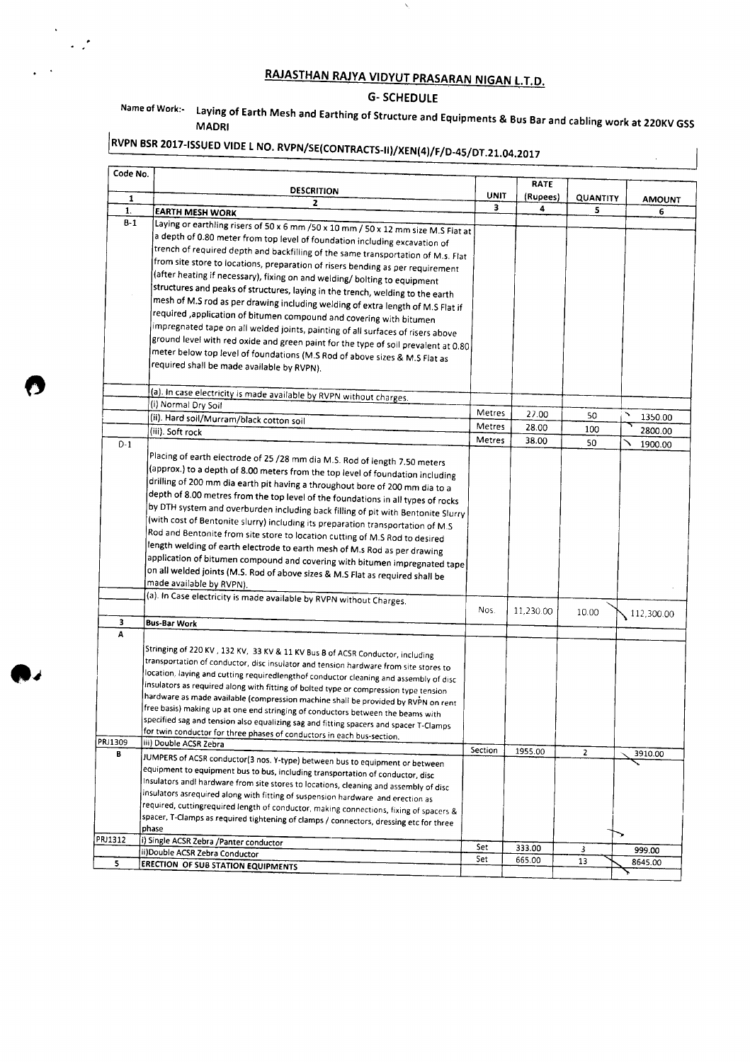# RAJASTHAN RAJYA VIDYUT PRASARAN NIGAN L.T.D.

## G- SCHEDULE

**Name of Work:-** Laying of Earth Mesh and Earthing of Structure and Equipments & Bus Bar and cabling work at 220KV GSS MADRI

**RVPN BSR 2017-ISSUED VIDE L NO. RVPN/SE(CONTRACTS-II)/XEN(4)/F/D-45/DT.21.04.2017**

| Code No. | DESCRITION | UNIT | RATE (Rupees) | QUANTITY | AMOUNT |
|---|---|---|---|---|---|
| 1 | 2 | 3 | 4 | 5 | 6 |
| 1. | **EARTH MESH WORK** | | | | |
| B-1 | Laying or earthling risers of 50 x 6 mm /50 x 10 mm / 50 x 12 mm size M.S Flat at a depth of 0.80 meter from top level of foundation including excavation of trench of required depth and backfilling of the same transportation of M.s. Flat from site store to locations, preparation of risers bending as per requirement (after heating if necessary), fixing on and welding/ bolting to equipment structures and peaks of structures, laying in the trench, welding to the earth mesh of M.S rod as per drawing including welding of extra length of M.S Flat if required ,application of bitumen compound and covering with bitumen impregnated tape on all welded joints, painting of all surfaces of risers above ground level with red oxide and green paint for the type of soil prevalent at 0.80 meter below top level of foundations (M.S Rod of above sizes & M.S Flat as required shall be made available by RVPN). | | | | |
| | (a). In case electricity is made available by RVPN without charges. | | | | |
| | (i) Normal Dry Soil | Metres | 27.00 | 50 | 1350.00 |
| | (ii). Hard soil/Murram/black cotton soil | Metres | 28.00 | 100 | 2800.00 |
| | (iii). Soft rock | Metres | 38.00 | 50 | 1900.00 |
| D-1 | Placing of earth electrode of 25 /28 mm dia M.S. Rod of length 7.50 meters (approx.) to a depth of 8.00 meters from the top level of foundation including drilling of 200 mm dia earth pit having a throughout bore of 200 mm dia to a depth of 8.00 metres from the top level of the foundations in all types of rocks by DTH system and overburden including back filling of pit with Bentonite Slurry (with cost of Bentonite slurry) including its preparation transportation of M.S Rod and Bentonite from site store to location cutting of M.S Rod to desired length welding of earth electrode to earth mesh of M.s Rod as per drawing application of bitumen compound and covering with bitumen impregnated tape on all welded joints (M.S. Rod of above sizes & M.S Flat as required shall be made available by RVPN). | | | | |
| | (a). In Case electricity is made available by RVPN without Charges. | Nos. | 11,230.00 | 10.00 | 112,300.00 |
| 3 | **Bus-Bar Work** | | | | |
| A | Stringing of 220 KV , 132 KV, 33 KV & 11 KV Bus B of ACSR Conductor, including transportation of conductor, disc insulator and tension hardware from site stores to location, laying and cutting requiredlengthof conductor cleaning and assembly of disc insulators as required along with fitting of bolted type or compression type tension hardware as made available (compression machine shall be provided by RVPN on rent free basis) making up at one end stringing of conductors between the beams with specified sag and tension also equalizing sag and fitting spacers and spacer T-Clamps for twin conductor for three phases of conductors in each bus-section. | | | | |
| PRJ1309 | iii) Double ACSR Zebra | Section | 1955.00 | 2 | 3910.00 |
| B | JUMPERS of ACSR conductor(3 nos. Y-type) between bus to equipment or between equipment to equipment bus to bus, including transportation of conductor, disc Insulators andl hardware from site stores to locations, cleaning and assembly of disc insulators asrequired along with fitting of suspension hardware and erection as required, cuttingrequired length of conductor, making connections, fixing of spacers & spacer, T-Clamps as required tightening of clamps / connectors, dressing etc for three phase | | | | |
| PRJ1312 | i) Single ACSR Zebra /Panter conductor | Set | 333.00 | 3 | 999.00 |
| | ii)Double ACSR Zebra Conductor | Set | 665.00 | 13 | 8645.00 |
| 5 | **ERECTION OF SUB STATION EQUIPMENTS** | | | | |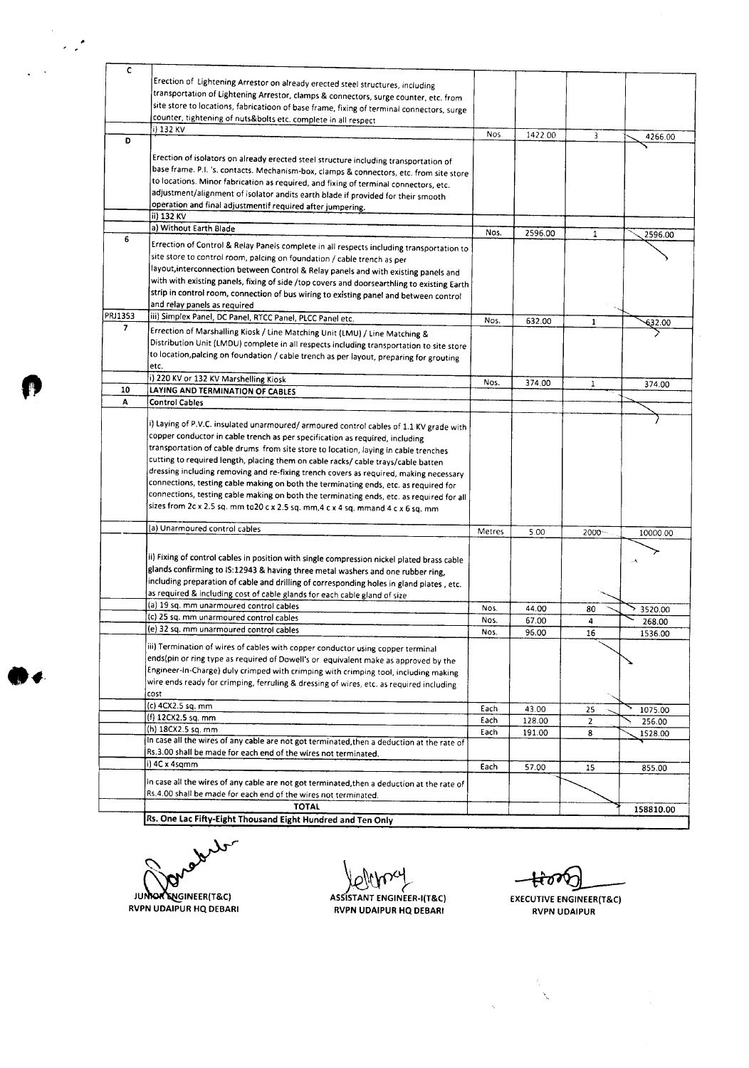| | | | | | |
|---|---|---|---|---|---|
| C | Erection of Lightening Arrestor on already erected steel structures, including transportation of Lightening Arrestor, clamps & connectors, surge counter, etc. from site store to locations, fabricatioon of base frame, fixing of terminal connectors, surge counter, tightening of nuts&bolts etc. complete in all respect | | | | |
| | i) 132 KV | Nos. | 1422.00 | 3 | 4266.00 |
| D | Erection of isolators on already erected steel structure including transportation of base frame. P.I. 's. contacts. Mechanism-box, clamps & connectors, etc. from site store to locations. Minor fabrication as required, and fixing of terminal connectors, etc. adjustment/alignment of isolator andits earth blade if provided for their smooth operation and final adjustmentif required after jumpering. | | | | |
| | ii) 132 KV | | | | |
| | a) Without Earth Blade | Nos. | 2596.00 | 1 | 2596.00 |
| 6 | Errection of Control & Relay Panels complete in all respects including transportation to site store to control room, palcing on foundation / cable trench as per layout,interconnection between Control & Relay panels and with existing panels and with with existing panels, fixing of side /top covers and doorsearthling to existing Earth strip in control room, connection of bus wiring to existing panel and between control and relay panels as required | | | | |
| PRJ1353 | iii) Simplex Panel, DC Panel, RTCC Panel, PLCC Panel etc. | Nos. | 632.00 | 1 | 632.00 |
| 7 | Errection of Marshalling Kiosk / Line Matching Unit (LMU) / Line Matching & Distribution Unit (LMDU) complete in all respects including transportation to site store to location,palcing on foundation / cable trench as per layout, preparing for grouting etc. | | | | |
| | i) 220 KV or 132 KV Marshelling Kiosk | Nos. | 374.00 | 1 | 374.00 |
| 10 | **LAYING AND TERMINATION OF CABLES** | | | | |
| A | **Control Cables** | | | | |
| | i) Laying of P.V.C. insulated unarmoured/ armoured control cables of 1.1 KV grade with copper conductor in cable trench as per specification as required, including transportation of cable drums from site store to location, laying in cable trenches cutting to required length, placing them on cable racks/ cable trays/cable batten dressing including removing and re-fixing trench covers as required, making necessary connections, testing cable making on both the terminating ends, etc. as required for connections, testing cable making on both the terminating ends, etc. as required for all sizes from 2c x 2.5 sq. mm to20 c x 2.5 sq. mm,4 c x 4 sq. mmand 4 c x 6 sq. mm | | | | |
| | (a) Unarmoured control cables | Metres | 5.00 | 2000 | 10000.00 |
| | ii) Fixing of control cables in position with single compression nickel plated brass cable glands confirming to IS:12943 & having three metal washers and one rubber ring, including preparation of cable and drilling of corresponding holes in gland plates , etc. as required & including cost of cable glands for each cable gland of size | | | | |
| | (a) 19 sq. mm unarmoured control cables | Nos. | 44.00 | 80 | 3520.00 |
| | (c) 25 sq. mm unarmoured control cables | Nos. | 67.00 | 4 | 268.00 |
| | (e) 32 sq. mm unarmoured control cables | Nos. | 96.00 | 16 | 1536.00 |
| | iii) Termination of wires of cables with copper conductor using copper terminal ends(pin or ring type as required of Dowell's or equivalent make as approved by the Engineer-In-Charge) duly crimped with crimping with crimping tool, including making wire ends ready for crimping, ferruling & dressing of wires, etc. as required including cost | | | | |
| | (c) 4CX2.5 sq. mm | Each | 43.00 | 25 | 1075.00 |
| | (f) 12CX2.5 sq. mm | Each | 128.00 | 2 | 256.00 |
| | (h) 18CX2.5 sq. mm | Each | 191.00 | 8 | 1528.00 |
| | In case all the wires of any cable are not got terminated,then a deduction at the rate of Rs.3.00 shall be made for each end of the wires not terminated. | | | | |
| | i) 4C x 4sqmm | Each | 57.00 | 15 | 855.00 |
| | In case all the wires of any cable are not got terminated,then a deduction at the rate of Rs.4.00 shall be made for each end of the wires not terminated. | | | | |
| | **TOTAL** | | | | 158810.00 |
| | **Rs. One Lac Fifty-Eight Thousand Eight Hundred and Ten Only** | | | | |

JUNIOR ENGINEER(T&C)
RVPN UDAIPUR HQ DEBARI

ASSISTANT ENGINEER-I(T&C)
RVPN UDAIPUR HQ DEBARI

EXECUTIVE ENGINEER(T&C)
RVPN UDAIPUR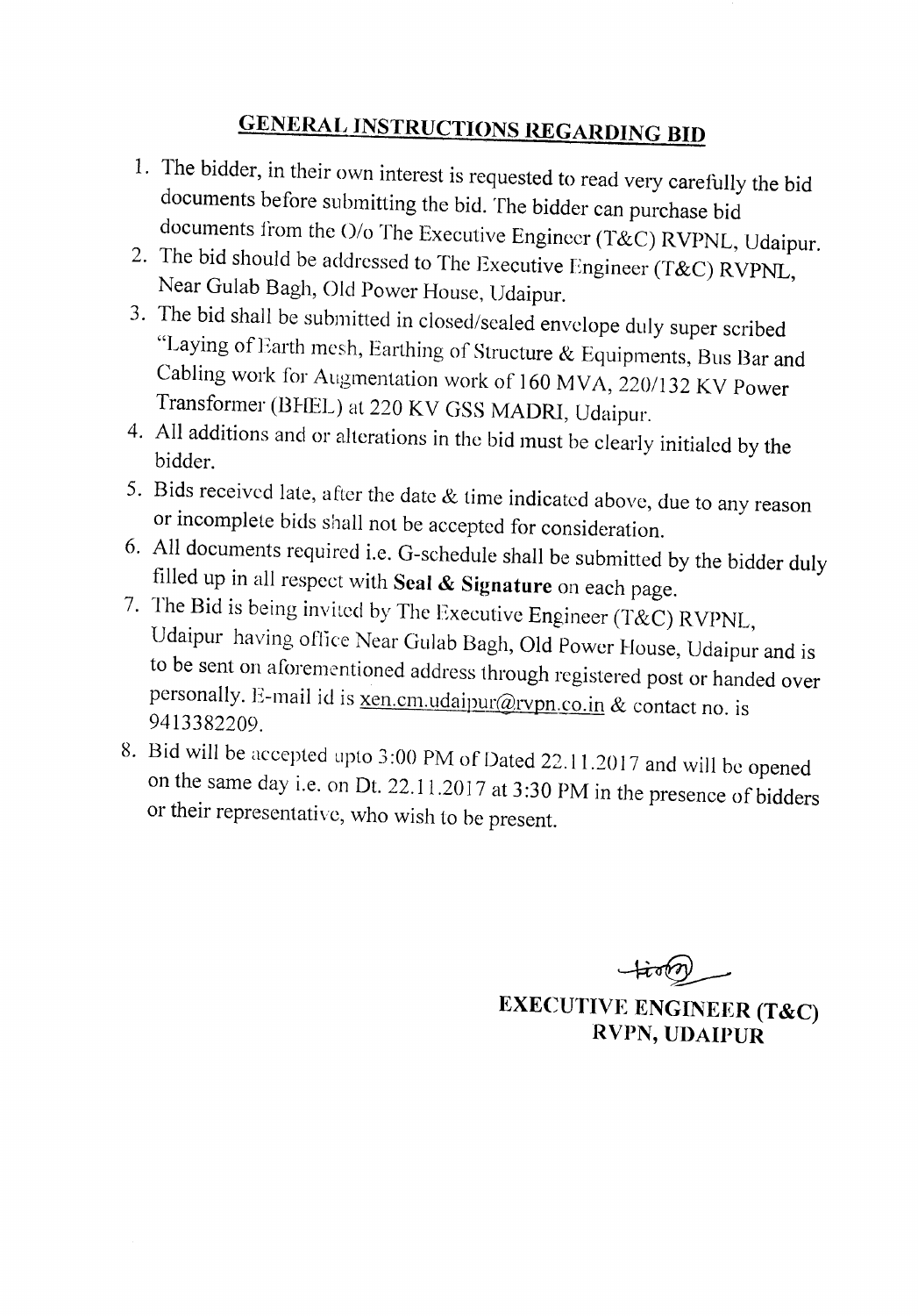# GENERAL INSTRUCTIONS REGARDING BID

1. The bidder, in their own interest is requested to read very carefully the bid documents before submitting the bid. The bidder can purchase bid documents from the O/o The Executive Engineer (T&C) RVPNL, Udaipur.
2. The bid should be addressed to The Executive Engineer (T&C) RVPNL, Near Gulab Bagh, Old Power House, Udaipur.
3. The bid shall be submitted in closed/sealed envelope duly super scribed "Laying of Earth mesh, Earthing of Structure & Equipments, Bus Bar and Cabling work for Augmentation work of 160 MVA, 220/132 KV Power Transformer (BHEL) at 220 KV GSS MADRI, Udaipur.
4. All additions and or alterations in the bid must be clearly initialed by the bidder.
5. Bids received late, after the date & time indicated above, due to any reason or incomplete bids shall not be accepted for consideration.
6. All documents required i.e. G-schedule shall be submitted by the bidder duly filled up in all respect with **Seal & Signature** on each page.
7. The Bid is being invited by The Executive Engineer (T&C) RVPNL, Udaipur having office Near Gulab Bagh, Old Power House, Udaipur and is to be sent on aforementioned address through registered post or handed over personally. E-mail id is xen.cm.udaipur@rvpn.co.in & contact no. is 9413382209.
8. Bid will be accepted upto 3:00 PM of Dated 22.11.2017 and will be opened on the same day i.e. on Dt. 22.11.2017 at 3:30 PM in the presence of bidders or their representative, who wish to be present.

**EXECUTIVE ENGINEER (T&C)**
**RVPN, UDAIPUR**